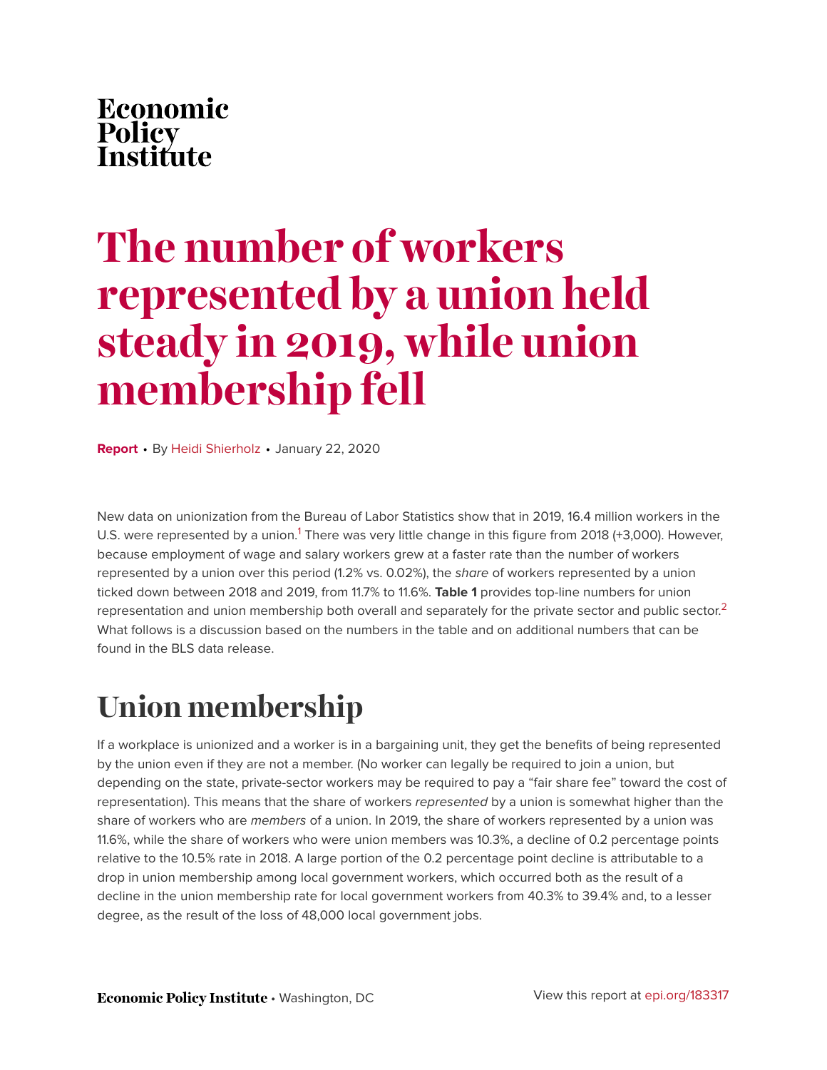Economic Policy Institute

# The number of workers represented by a union held steady in 2019, while union membership fell

**Report** • By Heidi Shierholz • January 22, 2020

New data on unionization from the Bureau of Labor Statistics show that in 2019, 16.4 million workers in the U.S. were represented by a union.[1] There was very little change in this figure from 2018 (+3,000). However, because employment of wage and salary workers grew at a faster rate than the number of workers represented by a union over this period (1.2% vs. 0.02%), the *share* of workers represented by a union ticked down between 2018 and 2019, from 11.7% to 11.6%. **Table 1** provides top-line numbers for union representation and union membership both overall and separately for the private sector and public sector.[2] What follows is a discussion based on the numbers in the table and on additional numbers that can be found in the BLS data release.

## Union membership

If a workplace is unionized and a worker is in a bargaining unit, they get the benefits of being represented by the union even if they are not a member. (No worker can legally be required to join a union, but depending on the state, private-sector workers may be required to pay a "fair share fee" toward the cost of representation). This means that the share of workers *represented* by a union is somewhat higher than the share of workers who are *members* of a union. In 2019, the share of workers represented by a union was 11.6%, while the share of workers who were union members was 10.3%, a decline of 0.2 percentage points relative to the 10.5% rate in 2018. A large portion of the 0.2 percentage point decline is attributable to a drop in union membership among local government workers, which occurred both as the result of a decline in the union membership rate for local government workers from 40.3% to 39.4% and, to a lesser degree, as the result of the loss of 48,000 local government jobs.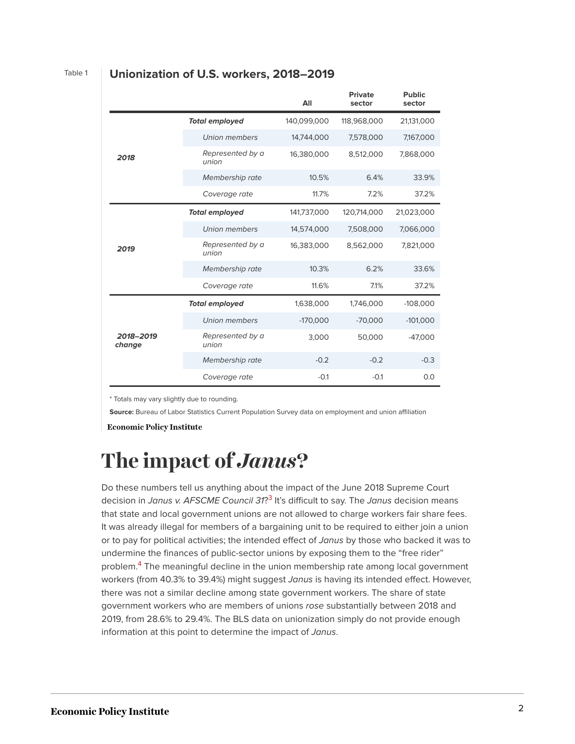Table 1

**Unionization of U.S. workers, 2018–2019**

| | | All | Private sector | Public sector |
|---|---|---|---|---|
| ***2018*** | ***Total employed*** | 140,099,000 | 118,968,000 | 21,131,000 |
| | *Union members* | 14,744,000 | 7,578,000 | 7,167,000 |
| | *Represented by a union* | 16,380,000 | 8,512,000 | 7,868,000 |
| | *Membership rate* | 10.5% | 6.4% | 33.9% |
| | *Coverage rate* | 11.7% | 7.2% | 37.2% |
| ***2019*** | ***Total employed*** | 141,737,000 | 120,714,000 | 21,023,000 |
| | *Union members* | 14,574,000 | 7,508,000 | 7,066,000 |
| | *Represented by a union* | 16,383,000 | 8,562,000 | 7,821,000 |
| | *Membership rate* | 10.3% | 6.2% | 33.6% |
| | *Coverage rate* | 11.6% | 7.1% | 37.2% |
| ***2018–2019 change*** | ***Total employed*** | 1,638,000 | 1,746,000 | -108,000 |
| | *Union members* | -170,000 | -70,000 | -101,000 |
| | *Represented by a union* | 3,000 | 50,000 | -47,000 |
| | *Membership rate* | -0.2 | -0.2 | -0.3 |
| | *Coverage rate* | -0.1 | -0.1 | 0.0 |

* Totals may vary slightly due to rounding.

**Source:** Bureau of Labor Statistics Current Population Survey data on employment and union affiliation

Economic Policy Institute

# The impact of *Janus*?

Do these numbers tell us anything about the impact of the June 2018 Supreme Court decision in *Janus v. AFSCME Council 31*?[3] It's difficult to say. The *Janus* decision means that state and local government unions are not allowed to charge workers fair share fees. It was already illegal for members of a bargaining unit to be required to either join a union or to pay for political activities; the intended effect of *Janus* by those who backed it was to undermine the finances of public-sector unions by exposing them to the "free rider" problem.[4] The meaningful decline in the union membership rate among local government workers (from 40.3% to 39.4%) might suggest *Janus* is having its intended effect. However, there was not a similar decline among state government workers. The share of state government workers who are members of unions *rose* substantially between 2018 and 2019, from 28.6% to 29.4%. The BLS data on unionization simply do not provide enough information at this point to determine the impact of *Janus*.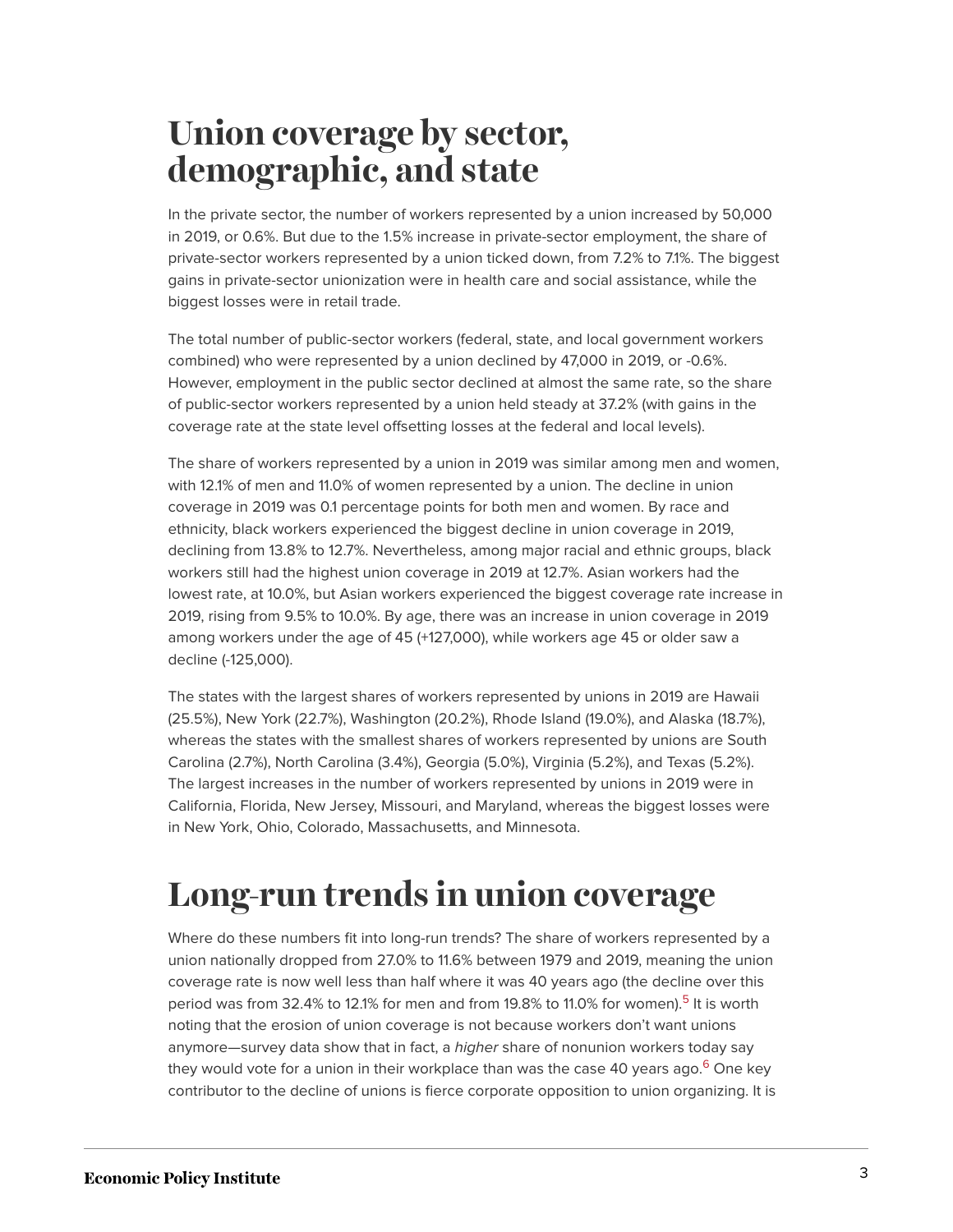## Union coverage by sector, demographic, and state

In the private sector, the number of workers represented by a union increased by 50,000 in 2019, or 0.6%. But due to the 1.5% increase in private-sector employment, the share of private-sector workers represented by a union ticked down, from 7.2% to 7.1%. The biggest gains in private-sector unionization were in health care and social assistance, while the biggest losses were in retail trade.

The total number of public-sector workers (federal, state, and local government workers combined) who were represented by a union declined by 47,000 in 2019, or -0.6%. However, employment in the public sector declined at almost the same rate, so the share of public-sector workers represented by a union held steady at 37.2% (with gains in the coverage rate at the state level offsetting losses at the federal and local levels).

The share of workers represented by a union in 2019 was similar among men and women, with 12.1% of men and 11.0% of women represented by a union. The decline in union coverage in 2019 was 0.1 percentage points for both men and women. By race and ethnicity, black workers experienced the biggest decline in union coverage in 2019, declining from 13.8% to 12.7%. Nevertheless, among major racial and ethnic groups, black workers still had the highest union coverage in 2019 at 12.7%. Asian workers had the lowest rate, at 10.0%, but Asian workers experienced the biggest coverage rate increase in 2019, rising from 9.5% to 10.0%. By age, there was an increase in union coverage in 2019 among workers under the age of 45 (+127,000), while workers age 45 or older saw a decline (-125,000).

The states with the largest shares of workers represented by unions in 2019 are Hawaii (25.5%), New York (22.7%), Washington (20.2%), Rhode Island (19.0%), and Alaska (18.7%), whereas the states with the smallest shares of workers represented by unions are South Carolina (2.7%), North Carolina (3.4%), Georgia (5.0%), Virginia (5.2%), and Texas (5.2%). The largest increases in the number of workers represented by unions in 2019 were in California, Florida, New Jersey, Missouri, and Maryland, whereas the biggest losses were in New York, Ohio, Colorado, Massachusetts, and Minnesota.

## Long-run trends in union coverage

Where do these numbers fit into long-run trends? The share of workers represented by a union nationally dropped from 27.0% to 11.6% between 1979 and 2019, meaning the union coverage rate is now well less than half where it was 40 years ago (the decline over this period was from 32.4% to 12.1% for men and from 19.8% to 11.0% for women).[5] It is worth noting that the erosion of union coverage is not because workers don't want unions anymore—survey data show that in fact, a *higher* share of nonunion workers today say they would vote for a union in their workplace than was the case 40 years ago.[6] One key contributor to the decline of unions is fierce corporate opposition to union organizing. It is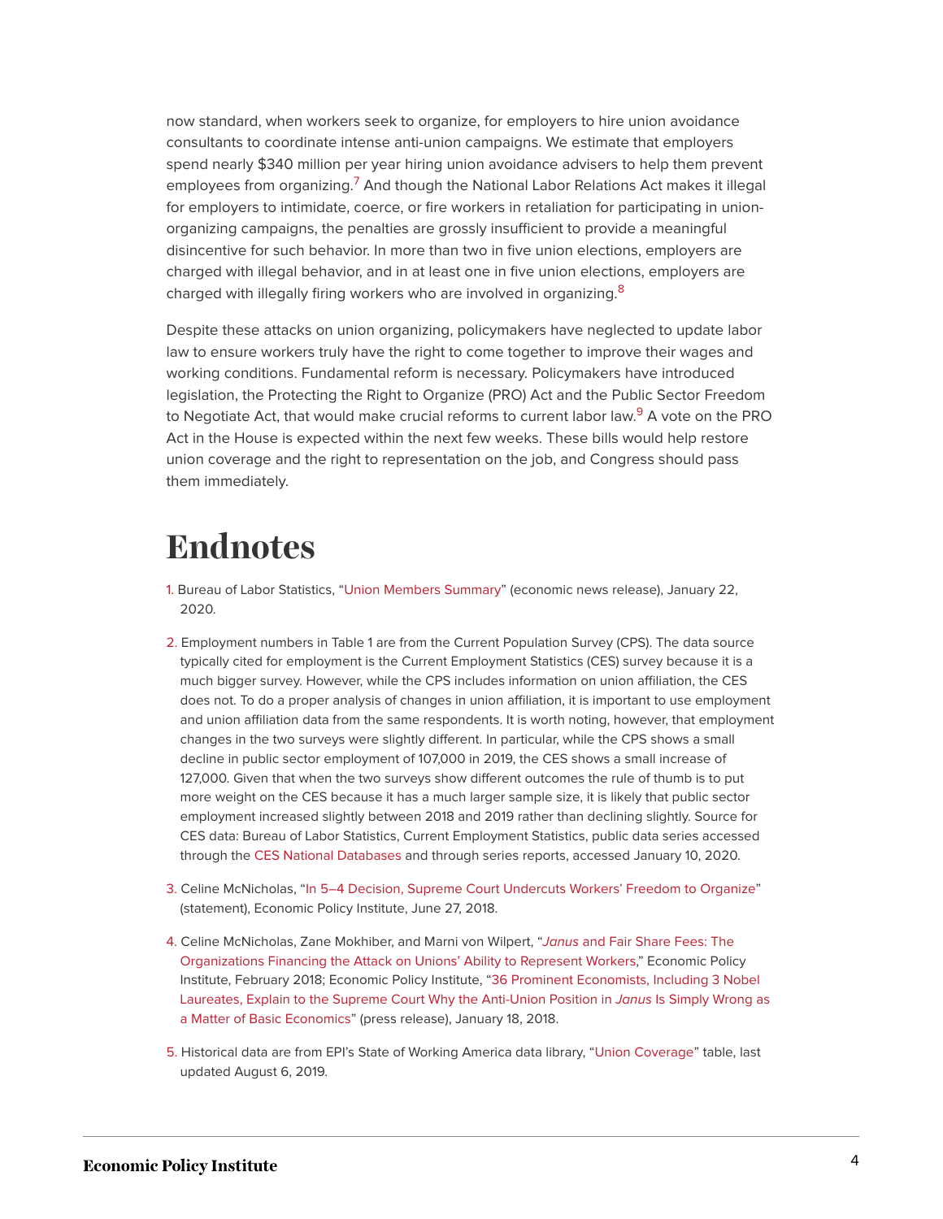now standard, when workers seek to organize, for employers to hire union avoidance consultants to coordinate intense anti-union campaigns. We estimate that employers spend nearly $340 million per year hiring union avoidance advisers to help them prevent employees from organizing.[7] And though the National Labor Relations Act makes it illegal for employers to intimidate, coerce, or fire workers in retaliation for participating in union-organizing campaigns, the penalties are grossly insufficient to provide a meaningful disincentive for such behavior. In more than two in five union elections, employers are charged with illegal behavior, and in at least one in five union elections, employers are charged with illegally firing workers who are involved in organizing.[8]

Despite these attacks on union organizing, policymakers have neglected to update labor law to ensure workers truly have the right to come together to improve their wages and working conditions. Fundamental reform is necessary. Policymakers have introduced legislation, the Protecting the Right to Organize (PRO) Act and the Public Sector Freedom to Negotiate Act, that would make crucial reforms to current labor law.[9] A vote on the PRO Act in the House is expected within the next few weeks. These bills would help restore union coverage and the right to representation on the job, and Congress should pass them immediately.

# Endnotes

1. Bureau of Labor Statistics, "Union Members Summary" (economic news release), January 22, 2020.

2. Employment numbers in Table 1 are from the Current Population Survey (CPS). The data source typically cited for employment is the Current Employment Statistics (CES) survey because it is a much bigger survey. However, while the CPS includes information on union affiliation, the CES does not. To do a proper analysis of changes in union affiliation, it is important to use employment and union affiliation data from the same respondents. It is worth noting, however, that employment changes in the two surveys were slightly different. In particular, while the CPS shows a small decline in public sector employment of 107,000 in 2019, the CES shows a small increase of 127,000. Given that when the two surveys show different outcomes the rule of thumb is to put more weight on the CES because it has a much larger sample size, it is likely that public sector employment increased slightly between 2018 and 2019 rather than declining slightly. Source for CES data: Bureau of Labor Statistics, Current Employment Statistics, public data series accessed through the CES National Databases and through series reports, accessed January 10, 2020.

3. Celine McNicholas, "In 5–4 Decision, Supreme Court Undercuts Workers' Freedom to Organize" (statement), Economic Policy Institute, June 27, 2018.

4. Celine McNicholas, Zane Mokhiber, and Marni von Wilpert, "*Janus* and Fair Share Fees: The Organizations Financing the Attack on Unions' Ability to Represent Workers," Economic Policy Institute, February 2018; Economic Policy Institute, "36 Prominent Economists, Including 3 Nobel Laureates, Explain to the Supreme Court Why the Anti-Union Position in *Janus* Is Simply Wrong as a Matter of Basic Economics" (press release), January 18, 2018.

5. Historical data are from EPI's State of Working America data library, "Union Coverage" table, last updated August 6, 2019.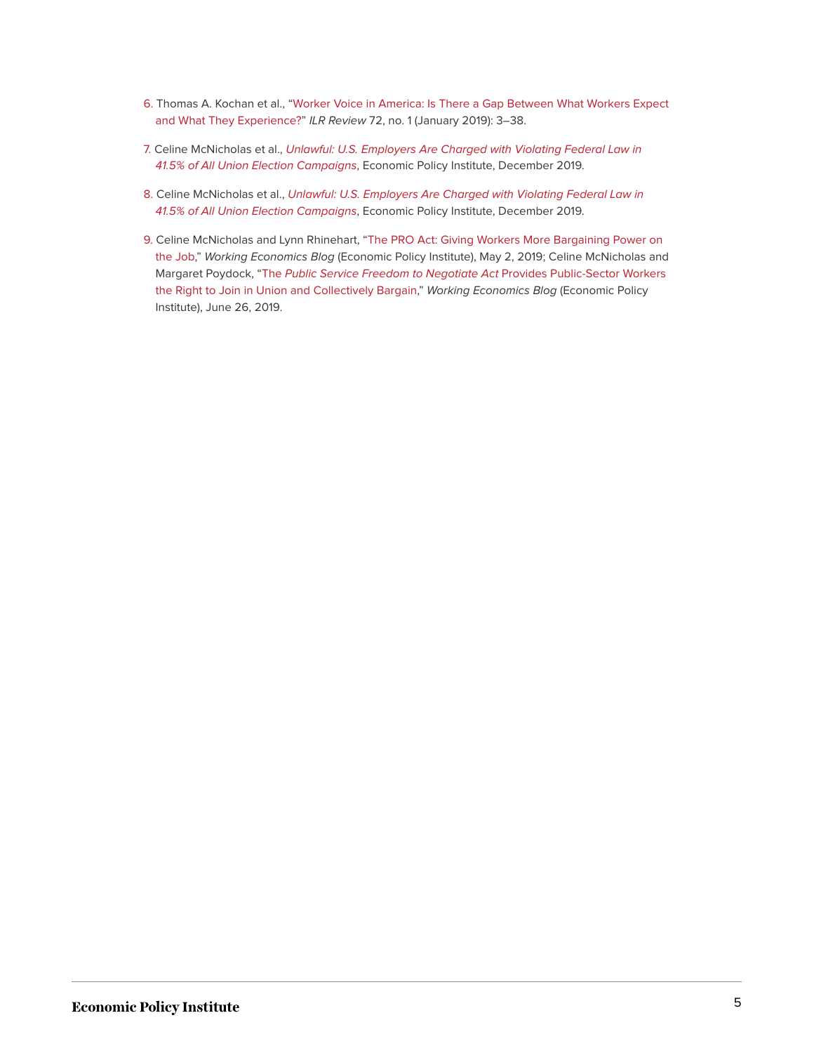6. Thomas A. Kochan et al., "Worker Voice in America: Is There a Gap Between What Workers Expect and What They Experience?" *ILR Review* 72, no. 1 (January 2019): 3–38.

7. Celine McNicholas et al., *Unlawful: U.S. Employers Are Charged with Violating Federal Law in 41.5% of All Union Election Campaigns*, Economic Policy Institute, December 2019.

8. Celine McNicholas et al., *Unlawful: U.S. Employers Are Charged with Violating Federal Law in 41.5% of All Union Election Campaigns*, Economic Policy Institute, December 2019.

9. Celine McNicholas and Lynn Rhinehart, "The PRO Act: Giving Workers More Bargaining Power on the Job," *Working Economics Blog* (Economic Policy Institute), May 2, 2019; Celine McNicholas and Margaret Poydock, "The *Public Service Freedom to Negotiate Act* Provides Public-Sector Workers the Right to Join in Union and Collectively Bargain," *Working Economics Blog* (Economic Policy Institute), June 26, 2019.